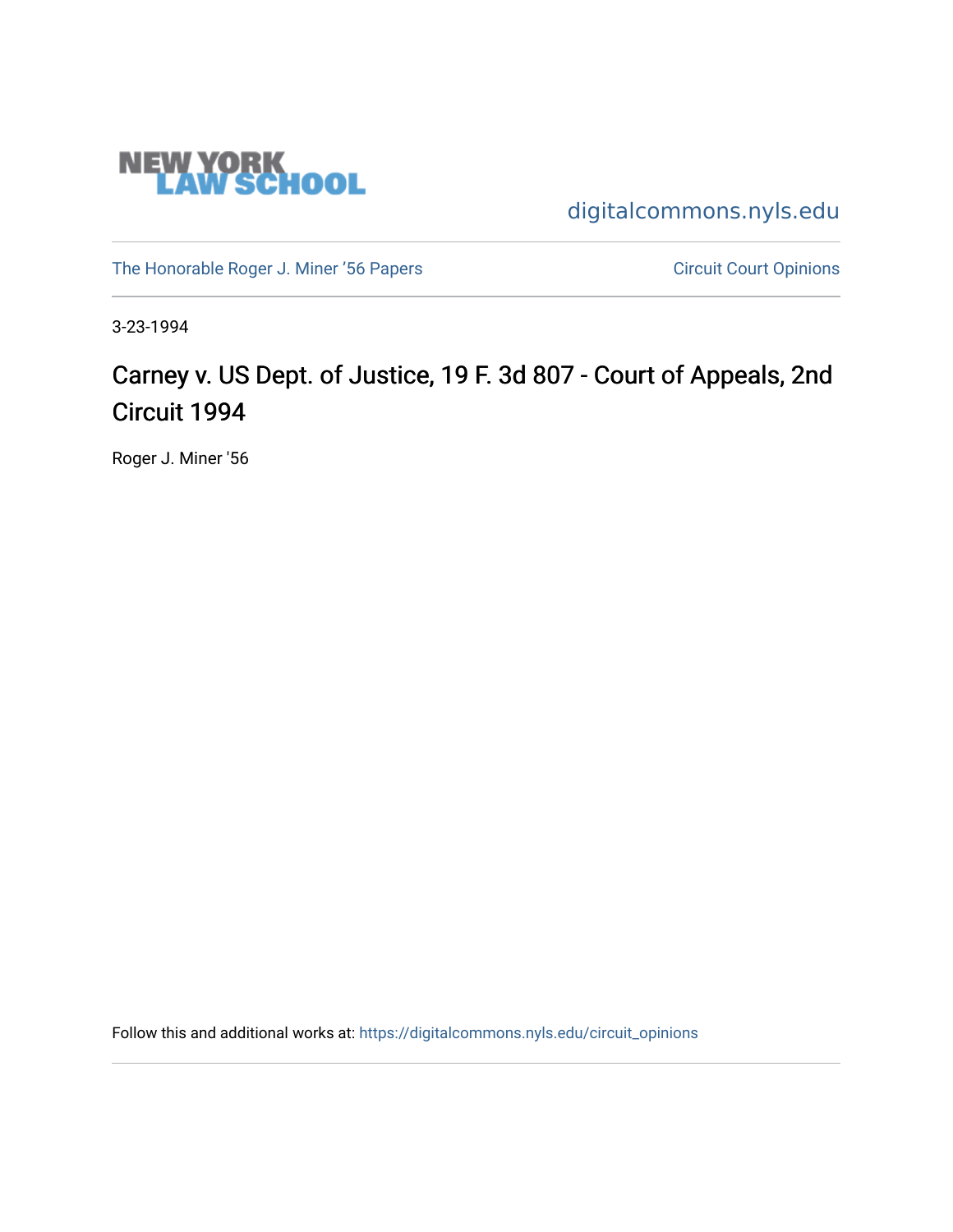NEW YORK LAW SCHOOL

digitalcommons.nyls.edu

The Honorable Roger J. Miner '56 Papers

Circuit Court Opinions

3-23-1994

# Carney v. US Dept. of Justice, 19 F. 3d 807 - Court of Appeals, 2nd Circuit 1994

Roger J. Miner '56

Follow this and additional works at: https://digitalcommons.nyls.edu/circuit_opinions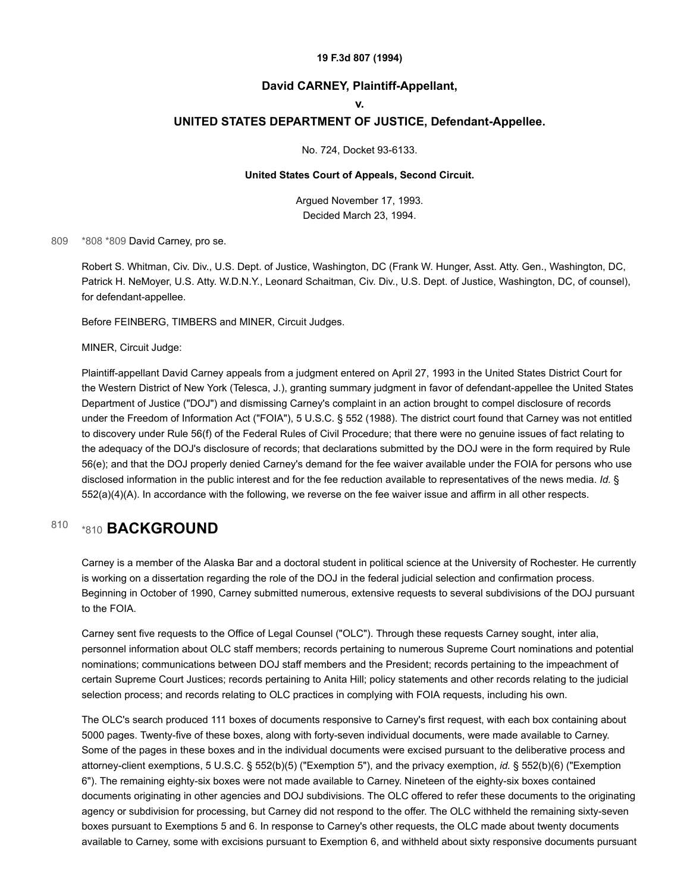**19 F.3d 807 (1994)**

**David CARNEY, Plaintiff-Appellant,**

**v.**

**UNITED STATES DEPARTMENT OF JUSTICE, Defendant-Appellee.**

No. 724, Docket 93-6133.

**United States Court of Appeals, Second Circuit.**

Argued November 17, 1993.
Decided March 23, 1994.

809 *808 *809 David Carney, pro se.

Robert S. Whitman, Civ. Div., U.S. Dept. of Justice, Washington, DC (Frank W. Hunger, Asst. Atty. Gen., Washington, DC, Patrick H. NeMoyer, U.S. Atty. W.D.N.Y., Leonard Schaitman, Civ. Div., U.S. Dept. of Justice, Washington, DC, of counsel), for defendant-appellee.

Before FEINBERG, TIMBERS and MINER, Circuit Judges.

MINER, Circuit Judge:

Plaintiff-appellant David Carney appeals from a judgment entered on April 27, 1993 in the United States District Court for the Western District of New York (Telesca, J.), granting summary judgment in favor of defendant-appellee the United States Department of Justice ("DOJ") and dismissing Carney's complaint in an action brought to compel disclosure of records under the Freedom of Information Act ("FOIA"), 5 U.S.C. § 552 (1988). The district court found that Carney was not entitled to discovery under Rule 56(f) of the Federal Rules of Civil Procedure; that there were no genuine issues of fact relating to the adequacy of the DOJ's disclosure of records; that declarations submitted by the DOJ were in the form required by Rule 56(e); and that the DOJ properly denied Carney's demand for the fee waiver available under the FOIA for persons who use disclosed information in the public interest and for the fee reduction available to representatives of the news media. *Id.* § 552(a)(4)(A). In accordance with the following, we reverse on the fee waiver issue and affirm in all other respects.

## 810 *810 BACKGROUND

Carney is a member of the Alaska Bar and a doctoral student in political science at the University of Rochester. He currently is working on a dissertation regarding the role of the DOJ in the federal judicial selection and confirmation process. Beginning in October of 1990, Carney submitted numerous, extensive requests to several subdivisions of the DOJ pursuant to the FOIA.

Carney sent five requests to the Office of Legal Counsel ("OLC"). Through these requests Carney sought, inter alia, personnel information about OLC staff members; records pertaining to numerous Supreme Court nominations and potential nominations; communications between DOJ staff members and the President; records pertaining to the impeachment of certain Supreme Court Justices; records pertaining to Anita Hill; policy statements and other records relating to the judicial selection process; and records relating to OLC practices in complying with FOIA requests, including his own.

The OLC's search produced 111 boxes of documents responsive to Carney's first request, with each box containing about 5000 pages. Twenty-five of these boxes, along with forty-seven individual documents, were made available to Carney. Some of the pages in these boxes and in the individual documents were excised pursuant to the deliberative process and attorney-client exemptions, 5 U.S.C. § 552(b)(5) ("Exemption 5"), and the privacy exemption, *id.* § 552(b)(6) ("Exemption 6"). The remaining eighty-six boxes were not made available to Carney. Nineteen of the eighty-six boxes contained documents originating in other agencies and DOJ subdivisions. The OLC offered to refer these documents to the originating agency or subdivision for processing, but Carney did not respond to the offer. The OLC withheld the remaining sixty-seven boxes pursuant to Exemptions 5 and 6. In response to Carney's other requests, the OLC made about twenty documents available to Carney, some with excisions pursuant to Exemption 6, and withheld about sixty responsive documents pursuant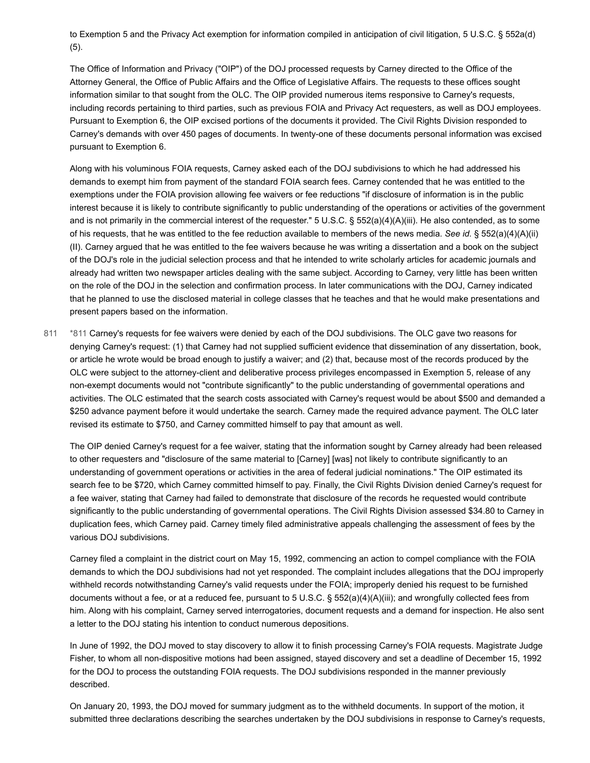to Exemption 5 and the Privacy Act exemption for information compiled in anticipation of civil litigation, 5 U.S.C. § 552a(d)(5).

The Office of Information and Privacy ("OIP") of the DOJ processed requests by Carney directed to the Office of the Attorney General, the Office of Public Affairs and the Office of Legislative Affairs. The requests to these offices sought information similar to that sought from the OLC. The OIP provided numerous items responsive to Carney's requests, including records pertaining to third parties, such as previous FOIA and Privacy Act requesters, as well as DOJ employees. Pursuant to Exemption 6, the OIP excised portions of the documents it provided. The Civil Rights Division responded to Carney's demands with over 450 pages of documents. In twenty-one of these documents personal information was excised pursuant to Exemption 6.

Along with his voluminous FOIA requests, Carney asked each of the DOJ subdivisions to which he had addressed his demands to exempt him from payment of the standard FOIA search fees. Carney contended that he was entitled to the exemptions under the FOIA provision allowing fee waivers or fee reductions "if disclosure of information is in the public interest because it is likely to contribute significantly to public understanding of the operations or activities of the government and is not primarily in the commercial interest of the requester." 5 U.S.C. § 552(a)(4)(A)(iii). He also contended, as to some of his requests, that he was entitled to the fee reduction available to members of the news media. *See id.* § 552(a)(4)(A)(ii)(II). Carney argued that he was entitled to the fee waivers because he was writing a dissertation and a book on the subject of the DOJ's role in the judicial selection process and that he intended to write scholarly articles for academic journals and already had written two newspaper articles dealing with the same subject. According to Carney, very little has been written on the role of the DOJ in the selection and confirmation process. In later communications with the DOJ, Carney indicated that he planned to use the disclosed material in college classes that he teaches and that he would make presentations and present papers based on the information.

*811 Carney's requests for fee waivers were denied by each of the DOJ subdivisions. The OLC gave two reasons for denying Carney's request: (1) that Carney had not supplied sufficient evidence that dissemination of any dissertation, book, or article he wrote would be broad enough to justify a waiver; and (2) that, because most of the records produced by the OLC were subject to the attorney-client and deliberative process privileges encompassed in Exemption 5, release of any non-exempt documents would not "contribute significantly" to the public understanding of governmental operations and activities. The OLC estimated that the search costs associated with Carney's request would be about $500 and demanded a $250 advance payment before it would undertake the search. Carney made the required advance payment. The OLC later revised its estimate to $750, and Carney committed himself to pay that amount as well.

The OIP denied Carney's request for a fee waiver, stating that the information sought by Carney already had been released to other requesters and "disclosure of the same material to [Carney] [was] not likely to contribute significantly to an understanding of government operations or activities in the area of federal judicial nominations." The OIP estimated its search fee to be $720, which Carney committed himself to pay. Finally, the Civil Rights Division denied Carney's request for a fee waiver, stating that Carney had failed to demonstrate that disclosure of the records he requested would contribute significantly to the public understanding of governmental operations. The Civil Rights Division assessed $34.80 to Carney in duplication fees, which Carney paid. Carney timely filed administrative appeals challenging the assessment of fees by the various DOJ subdivisions.

Carney filed a complaint in the district court on May 15, 1992, commencing an action to compel compliance with the FOIA demands to which the DOJ subdivisions had not yet responded. The complaint includes allegations that the DOJ improperly withheld records notwithstanding Carney's valid requests under the FOIA; improperly denied his request to be furnished documents without a fee, or at a reduced fee, pursuant to 5 U.S.C. § 552(a)(4)(A)(iii); and wrongfully collected fees from him. Along with his complaint, Carney served interrogatories, document requests and a demand for inspection. He also sent a letter to the DOJ stating his intention to conduct numerous depositions.

In June of 1992, the DOJ moved to stay discovery to allow it to finish processing Carney's FOIA requests. Magistrate Judge Fisher, to whom all non-dispositive motions had been assigned, stayed discovery and set a deadline of December 15, 1992 for the DOJ to process the outstanding FOIA requests. The DOJ subdivisions responded in the manner previously described.

On January 20, 1993, the DOJ moved for summary judgment as to the withheld documents. In support of the motion, it submitted three declarations describing the searches undertaken by the DOJ subdivisions in response to Carney's requests,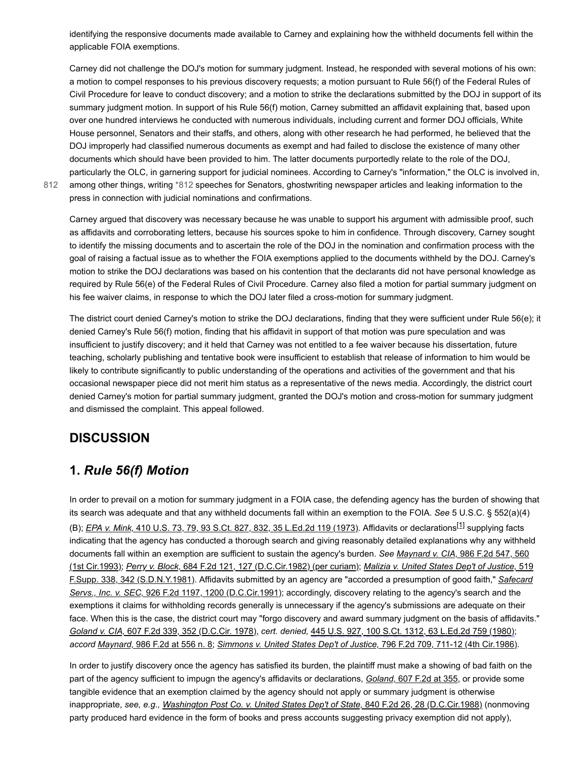identifying the responsive documents made available to Carney and explaining how the withheld documents fell within the applicable FOIA exemptions.

Carney did not challenge the DOJ's motion for summary judgment. Instead, he responded with several motions of his own: a motion to compel responses to his previous discovery requests; a motion pursuant to Rule 56(f) of the Federal Rules of Civil Procedure for leave to conduct discovery; and a motion to strike the declarations submitted by the DOJ in support of its summary judgment motion. In support of his Rule 56(f) motion, Carney submitted an affidavit explaining that, based upon over one hundred interviews he conducted with numerous individuals, including current and former DOJ officials, White House personnel, Senators and their staffs, and others, along with other research he had performed, he believed that the DOJ improperly had classified numerous documents as exempt and had failed to disclose the existence of many other documents which should have been provided to him. The latter documents purportedly relate to the role of the DOJ, particularly the OLC, in garnering support for judicial nominees. According to Carney's "information," the OLC is involved in, among other things, writing *812 speeches for Senators, ghostwriting newspaper articles and leaking information to the press in connection with judicial nominations and confirmations.

Carney argued that discovery was necessary because he was unable to support his argument with admissible proof, such as affidavits and corroborating letters, because his sources spoke to him in confidence. Through discovery, Carney sought to identify the missing documents and to ascertain the role of the DOJ in the nomination and confirmation process with the goal of raising a factual issue as to whether the FOIA exemptions applied to the documents withheld by the DOJ. Carney's motion to strike the DOJ declarations was based on his contention that the declarants did not have personal knowledge as required by Rule 56(e) of the Federal Rules of Civil Procedure. Carney also filed a motion for partial summary judgment on his fee waiver claims, in response to which the DOJ later filed a cross-motion for summary judgment.

The district court denied Carney's motion to strike the DOJ declarations, finding that they were sufficient under Rule 56(e); it denied Carney's Rule 56(f) motion, finding that his affidavit in support of that motion was pure speculation and was insufficient to justify discovery; and it held that Carney was not entitled to a fee waiver because his dissertation, future teaching, scholarly publishing and tentative book were insufficient to establish that release of information to him would be likely to contribute significantly to public understanding of the operations and activities of the government and that his occasional newspaper piece did not merit him status as a representative of the news media. Accordingly, the district court denied Carney's motion for partial summary judgment, granted the DOJ's motion and cross-motion for summary judgment and dismissed the complaint. This appeal followed.

## DISCUSSION

## 1. *Rule 56(f) Motion*

In order to prevail on a motion for summary judgment in a FOIA case, the defending agency has the burden of showing that its search was adequate and that any withheld documents fall within an exemption to the FOIA. *See* 5 U.S.C. § 552(a)(4)(B); *EPA v. Mink,* 410 U.S. 73, 79, 93 S.Ct. 827, 832, 35 L.Ed.2d 119 (1973). Affidavits or declarations[1] supplying facts indicating that the agency has conducted a thorough search and giving reasonably detailed explanations why any withheld documents fall within an exemption are sufficient to sustain the agency's burden. *See Maynard v. CIA,* 986 F.2d 547, 560 (1st Cir.1993); *Perry v. Block,* 684 F.2d 121, 127 (D.C.Cir.1982) (per curiam); *Malizia v. United States Dep't of Justice,* 519 F.Supp. 338, 342 (S.D.N.Y.1981). Affidavits submitted by an agency are "accorded a presumption of good faith," *Safecard Servs., Inc. v. SEC,* 926 F.2d 1197, 1200 (D.C.Cir.1991); accordingly, discovery relating to the agency's search and the exemptions it claims for withholding records generally is unnecessary if the agency's submissions are adequate on their face. When this is the case, the district court may "forgo discovery and award summary judgment on the basis of affidavits." *Goland v. CIA,* 607 F.2d 339, 352 (D.C.Cir. 1978), *cert. denied,* 445 U.S. 927, 100 S.Ct. 1312, 63 L.Ed.2d 759 (1980); *accord Maynard,* 986 F.2d at 556 n. 8; *Simmons v. United States Dep't of Justice,* 796 F.2d 709, 711-12 (4th Cir.1986).

In order to justify discovery once the agency has satisfied its burden, the plaintiff must make a showing of bad faith on the part of the agency sufficient to impugn the agency's affidavits or declarations, *Goland,* 607 F.2d at 355, or provide some tangible evidence that an exemption claimed by the agency should not apply or summary judgment is otherwise inappropriate, *see, e.g., Washington Post Co. v. United States Dep't of State,* 840 F.2d 26, 28 (D.C.Cir.1988) (nonmoving party produced hard evidence in the form of books and press accounts suggesting privacy exemption did not apply),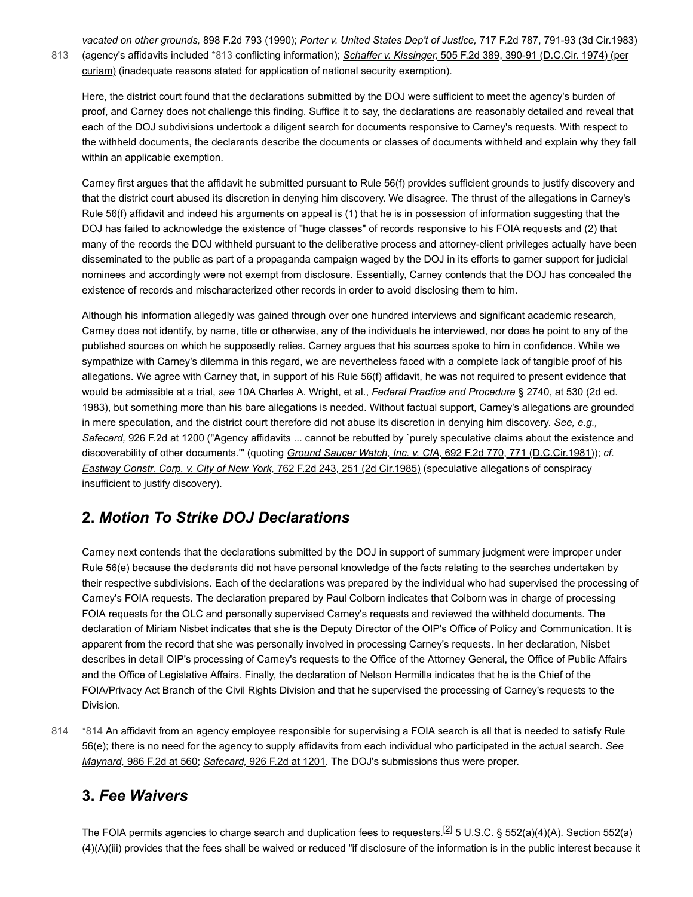*vacated on other grounds,* 898 F.2d 793 (1990); *Porter v. United States Dep't of Justice,* 717 F.2d 787, 791-93 (3d Cir.1983) (agency's affidavits included *813 conflicting information); *Schaffer v. Kissinger,* 505 F.2d 389, 390-91 (D.C.Cir. 1974) (per curiam) (inadequate reasons stated for application of national security exemption).

Here, the district court found that the declarations submitted by the DOJ were sufficient to meet the agency's burden of proof, and Carney does not challenge this finding. Suffice it to say, the declarations are reasonably detailed and reveal that each of the DOJ subdivisions undertook a diligent search for documents responsive to Carney's requests. With respect to the withheld documents, the declarants describe the documents or classes of documents withheld and explain why they fall within an applicable exemption.

Carney first argues that the affidavit he submitted pursuant to Rule 56(f) provides sufficient grounds to justify discovery and that the district court abused its discretion in denying him discovery. We disagree. The thrust of the allegations in Carney's Rule 56(f) affidavit and indeed his arguments on appeal is (1) that he is in possession of information suggesting that the DOJ has failed to acknowledge the existence of "huge classes" of records responsive to his FOIA requests and (2) that many of the records the DOJ withheld pursuant to the deliberative process and attorney-client privileges actually have been disseminated to the public as part of a propaganda campaign waged by the DOJ in its efforts to garner support for judicial nominees and accordingly were not exempt from disclosure. Essentially, Carney contends that the DOJ has concealed the existence of records and mischaracterized other records in order to avoid disclosing them to him.

Although his information allegedly was gained through over one hundred interviews and significant academic research, Carney does not identify, by name, title or otherwise, any of the individuals he interviewed, nor does he point to any of the published sources on which he supposedly relies. Carney argues that his sources spoke to him in confidence. While we sympathize with Carney's dilemma in this regard, we are nevertheless faced with a complete lack of tangible proof of his allegations. We agree with Carney that, in support of his Rule 56(f) affidavit, he was not required to present evidence that would be admissible at a trial, *see* 10A Charles A. Wright, et al., *Federal Practice and Procedure* § 2740, at 530 (2d ed. 1983), but something more than his bare allegations is needed. Without factual support, Carney's allegations are grounded in mere speculation, and the district court therefore did not abuse its discretion in denying him discovery. *See, e.g., Safecard,* 926 F.2d at 1200 ("Agency affidavits ... cannot be rebutted by `purely speculative claims about the existence and discoverability of other documents.'" (quoting *Ground Saucer Watch, Inc. v. CIA*, 692 F.2d 770, 771 (D.C.Cir.1981)); *cf. Eastway Constr. Corp. v. City of New York,* 762 F.2d 243, 251 (2d Cir.1985) (speculative allegations of conspiracy insufficient to justify discovery).

## 2. *Motion To Strike DOJ Declarations*

Carney next contends that the declarations submitted by the DOJ in support of summary judgment were improper under Rule 56(e) because the declarants did not have personal knowledge of the facts relating to the searches undertaken by their respective subdivisions. Each of the declarations was prepared by the individual who had supervised the processing of Carney's FOIA requests. The declaration prepared by Paul Colborn indicates that Colborn was in charge of processing FOIA requests for the OLC and personally supervised Carney's requests and reviewed the withheld documents. The declaration of Miriam Nisbet indicates that she is the Deputy Director of the OIP's Office of Policy and Communication. It is apparent from the record that she was personally involved in processing Carney's requests. In her declaration, Nisbet describes in detail OIP's processing of Carney's requests to the Office of the Attorney General, the Office of Public Affairs and the Office of Legislative Affairs. Finally, the declaration of Nelson Hermilla indicates that he is the Chief of the FOIA/Privacy Act Branch of the Civil Rights Division and that he supervised the processing of Carney's requests to the Division.

*814 An affidavit from an agency employee responsible for supervising a FOIA search is all that is needed to satisfy Rule 56(e); there is no need for the agency to supply affidavits from each individual who participated in the actual search. *See Maynard,* 986 F.2d at 560; *Safecard,* 926 F.2d at 1201. The DOJ's submissions thus were proper.

## 3. *Fee Waivers*

The FOIA permits agencies to charge search and duplication fees to requesters.[2] 5 U.S.C. § 552(a)(4)(A). Section 552(a)(4)(A)(iii) provides that the fees shall be waived or reduced "if disclosure of the information is in the public interest because it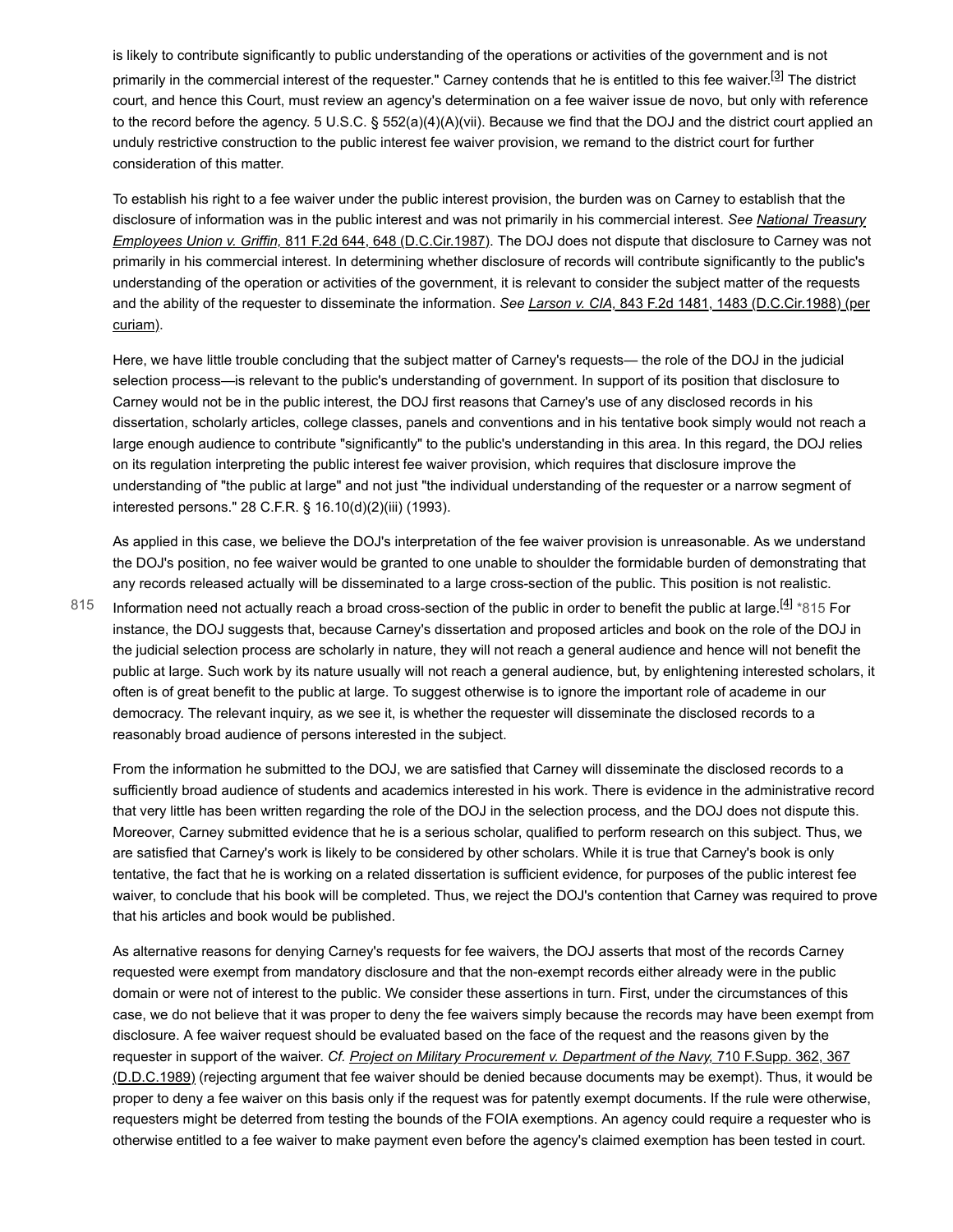is likely to contribute significantly to public understanding of the operations or activities of the government and is not primarily in the commercial interest of the requester." Carney contends that he is entitled to this fee waiver.[3] The district court, and hence this Court, must review an agency's determination on a fee waiver issue de novo, but only with reference to the record before the agency. 5 U.S.C. § 552(a)(4)(A)(vii). Because we find that the DOJ and the district court applied an unduly restrictive construction to the public interest fee waiver provision, we remand to the district court for further consideration of this matter.

To establish his right to a fee waiver under the public interest provision, the burden was on Carney to establish that the disclosure of information was in the public interest and was not primarily in his commercial interest. *See National Treasury Employees Union v. Griffin,* 811 F.2d 644, 648 (D.C.Cir.1987). The DOJ does not dispute that disclosure to Carney was not primarily in his commercial interest. In determining whether disclosure of records will contribute significantly to the public's understanding of the operation or activities of the government, it is relevant to consider the subject matter of the requests and the ability of the requester to disseminate the information. *See Larson v. CIA,* 843 F.2d 1481, 1483 (D.C.Cir.1988) (per curiam).

Here, we have little trouble concluding that the subject matter of Carney's requests— the role of the DOJ in the judicial selection process—is relevant to the public's understanding of government. In support of its position that disclosure to Carney would not be in the public interest, the DOJ first reasons that Carney's use of any disclosed records in his dissertation, scholarly articles, college classes, panels and conventions and in his tentative book simply would not reach a large enough audience to contribute "significantly" to the public's understanding in this area. In this regard, the DOJ relies on its regulation interpreting the public interest fee waiver provision, which requires that disclosure improve the understanding of "the public at large" and not just "the individual understanding of the requester or a narrow segment of interested persons." 28 C.F.R. § 16.10(d)(2)(iii) (1993).

As applied in this case, we believe the DOJ's interpretation of the fee waiver provision is unreasonable. As we understand the DOJ's position, no fee waiver would be granted to one unable to shoulder the formidable burden of demonstrating that any records released actually will be disseminated to a large cross-section of the public. This position is not realistic. Information need not actually reach a broad cross-section of the public in order to benefit the public at large.[4] *815 For instance, the DOJ suggests that, because Carney's dissertation and proposed articles and book on the role of the DOJ in the judicial selection process are scholarly in nature, they will not reach a general audience and hence will not benefit the public at large. Such work by its nature usually will not reach a general audience, but, by enlightening interested scholars, it often is of great benefit to the public at large. To suggest otherwise is to ignore the important role of academe in our democracy. The relevant inquiry, as we see it, is whether the requester will disseminate the disclosed records to a reasonably broad audience of persons interested in the subject.

From the information he submitted to the DOJ, we are satisfied that Carney will disseminate the disclosed records to a sufficiently broad audience of students and academics interested in his work. There is evidence in the administrative record that very little has been written regarding the role of the DOJ in the selection process, and the DOJ does not dispute this. Moreover, Carney submitted evidence that he is a serious scholar, qualified to perform research on this subject. Thus, we are satisfied that Carney's work is likely to be considered by other scholars. While it is true that Carney's book is only tentative, the fact that he is working on a related dissertation is sufficient evidence, for purposes of the public interest fee waiver, to conclude that his book will be completed. Thus, we reject the DOJ's contention that Carney was required to prove that his articles and book would be published.

As alternative reasons for denying Carney's requests for fee waivers, the DOJ asserts that most of the records Carney requested were exempt from mandatory disclosure and that the non-exempt records either already were in the public domain or were not of interest to the public. We consider these assertions in turn. First, under the circumstances of this case, we do not believe that it was proper to deny the fee waivers simply because the records may have been exempt from disclosure. A fee waiver request should be evaluated based on the face of the request and the reasons given by the requester in support of the waiver. *Cf. Project on Military Procurement v. Department of the Navy,* 710 F.Supp. 362, 367 (D.D.C.1989) (rejecting argument that fee waiver should be denied because documents may be exempt). Thus, it would be proper to deny a fee waiver on this basis only if the request was for patently exempt documents. If the rule were otherwise, requesters might be deterred from testing the bounds of the FOIA exemptions. An agency could require a requester who is otherwise entitled to a fee waiver to make payment even before the agency's claimed exemption has been tested in court.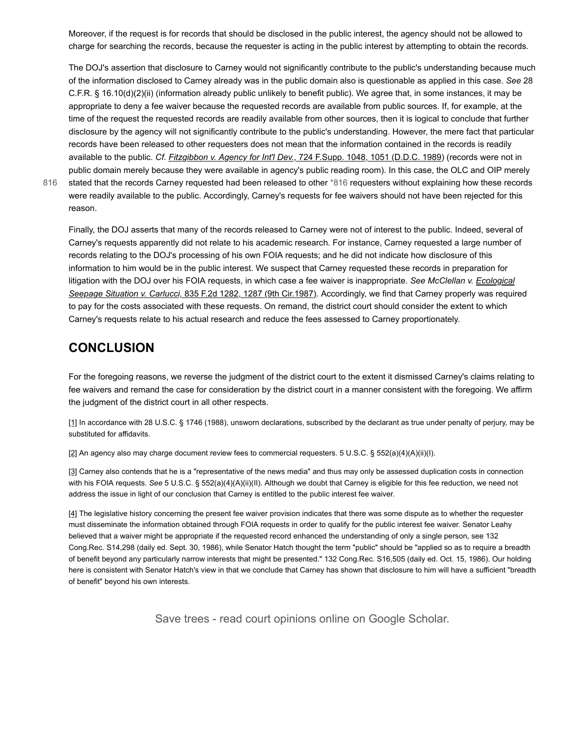Moreover, if the request is for records that should be disclosed in the public interest, the agency should not be allowed to charge for searching the records, because the requester is acting in the public interest by attempting to obtain the records.

The DOJ's assertion that disclosure to Carney would not significantly contribute to the public's understanding because much of the information disclosed to Carney already was in the public domain also is questionable as applied in this case. *See* 28 C.F.R. § 16.10(d)(2)(ii) (information already public unlikely to benefit public). We agree that, in some instances, it may be appropriate to deny a fee waiver because the requested records are available from public sources. If, for example, at the time of the request the requested records are readily available from other sources, then it is logical to conclude that further disclosure by the agency will not significantly contribute to the public's understanding. However, the mere fact that particular records have been released to other requesters does not mean that the information contained in the records is readily available to the public. *Cf. Fitzgibbon v. Agency for Int'l Dev.,* 724 F.Supp. 1048, 1051 (D.D.C. 1989) (records were not in public domain merely because they were available in agency's public reading room). In this case, the OLC and OIP merely stated that the records Carney requested had been released to other *816 requesters without explaining how these records were readily available to the public. Accordingly, Carney's requests for fee waivers should not have been rejected for this reason.

Finally, the DOJ asserts that many of the records released to Carney were not of interest to the public. Indeed, several of Carney's requests apparently did not relate to his academic research. For instance, Carney requested a large number of records relating to the DOJ's processing of his own FOIA requests; and he did not indicate how disclosure of this information to him would be in the public interest. We suspect that Carney requested these records in preparation for litigation with the DOJ over his FOIA requests, in which case a fee waiver is inappropriate. *See McClellan v. Ecological Seepage Situation v. Carlucci,* 835 F.2d 1282, 1287 (9th Cir.1987). Accordingly, we find that Carney properly was required to pay for the costs associated with these requests. On remand, the district court should consider the extent to which Carney's requests relate to his actual research and reduce the fees assessed to Carney proportionately.

## CONCLUSION

For the foregoing reasons, we reverse the judgment of the district court to the extent it dismissed Carney's claims relating to fee waivers and remand the case for consideration by the district court in a manner consistent with the foregoing. We affirm the judgment of the district court in all other respects.

[1] In accordance with 28 U.S.C. § 1746 (1988), unsworn declarations, subscribed by the declarant as true under penalty of perjury, may be substituted for affidavits.

[2] An agency also may charge document review fees to commercial requesters. 5 U.S.C. § 552(a)(4)(A)(ii)(I).

[3] Carney also contends that he is a "representative of the news media" and thus may only be assessed duplication costs in connection with his FOIA requests. *See* 5 U.S.C. § 552(a)(4)(A)(ii)(II). Although we doubt that Carney is eligible for this fee reduction, we need not address the issue in light of our conclusion that Carney is entitled to the public interest fee waiver.

[4] The legislative history concerning the present fee waiver provision indicates that there was some dispute as to whether the requester must disseminate the information obtained through FOIA requests in order to qualify for the public interest fee waiver. Senator Leahy believed that a waiver might be appropriate if the requested record enhanced the understanding of only a single person, see 132 Cong.Rec. S14,298 (daily ed. Sept. 30, 1986), while Senator Hatch thought the term "public" should be "applied so as to require a breadth of benefit beyond any particularly narrow interests that might be presented." 132 Cong.Rec. S16,505 (daily ed. Oct. 15, 1986). Our holding here is consistent with Senator Hatch's view in that we conclude that Carney has shown that disclosure to him will have a sufficient "breadth of benefit" beyond his own interests.

Save trees - read court opinions online on Google Scholar.